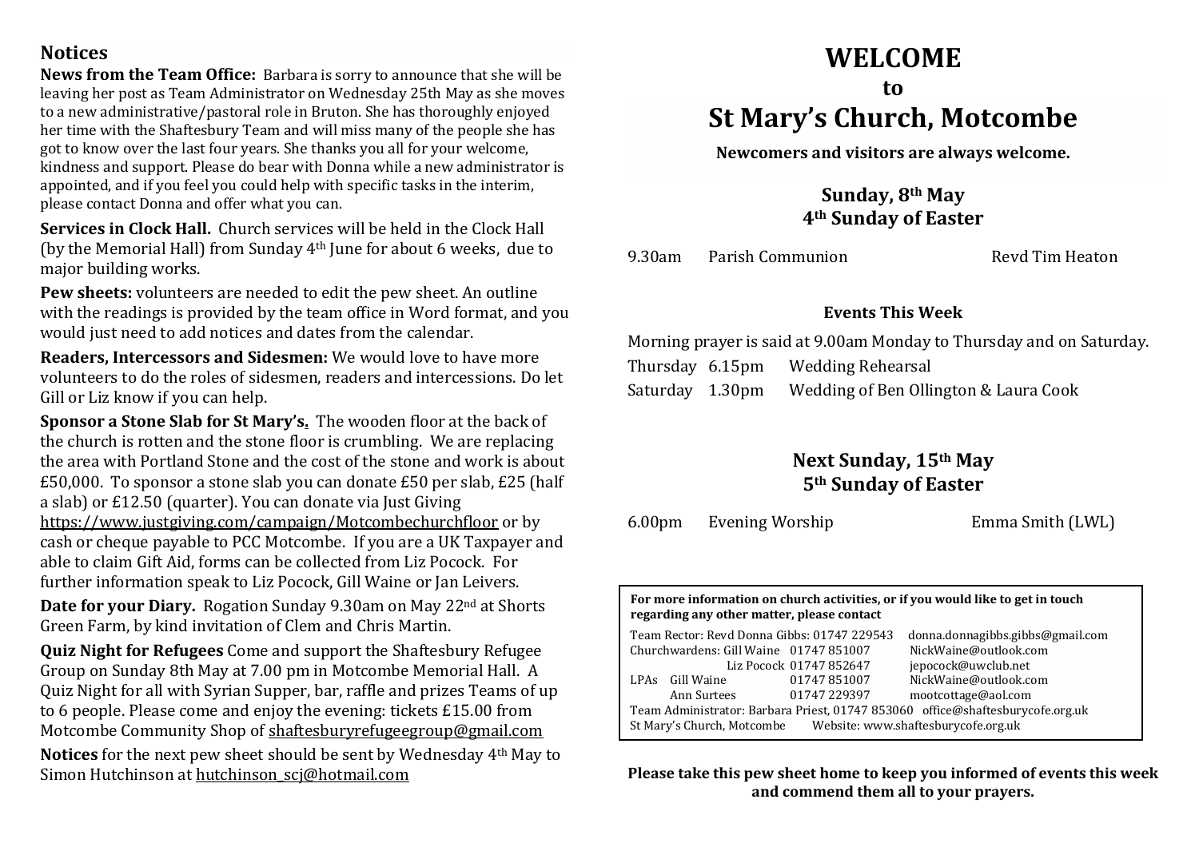## Notices

**News from the Team Office:** Barbara is sorry to announce that she will be leaving her post as Team Administrator on Wednesday 25th May as she moves to a new administrative/pastoral role in Bruton. She has thoroughly enjoyed her time with the Shaftesbury Team and will miss many of the people she has got to know over the last four years. She thanks you all for your welcome, kindness and support. Please do bear with Donna while a new administrator is appointed, and if you feel you could help with specific tasks in the interim, please contact Donna and offer what you can.

**Services in Clock Hall.** Church services will be held in the Clock Hall (by the Memorial Hall) from Sunday 4th June for about 6 weeks, due to major building works.

**Pew sheets:** volunteers are needed to edit the pew sheet. An outline with the readings is provided by the team office in Word format, and you would just need to add notices and dates from the calendar.

**Readers, Intercessors and Sidesmen:** We would love to have more volunteers to do the roles of sidesmen, readers and intercessions. Do let Gill or Liz know if you can help.

**Sponsor a Stone Slab for St Mary's.** The wooden floor at the back of the church is rotten and the stone floor is crumbling. We are replacing the area with Portland Stone and the cost of the stone and work is about £50,000. To sponsor a stone slab you can donate £50 per slab, £25 (half a slab) or £12.50 (quarter). You can donate via Just Giving https://www.justgiving.com/campaign/Motcombechurchfloor or by cash or cheque payable to PCC Motcombe. If you are a UK Taxpayer and able to claim Gift Aid, forms can be collected from Liz Pocock. For further information speak to Liz Pocock, Gill Waine or Jan Leivers.

**Date for your Diary.** Rogation Sunday 9.30am on May 22nd at Shorts Green Farm, by kind invitation of Clem and Chris Martin.

**Quiz Night for Refugees** Come and support the Shaftesbury Refugee Group on Sunday 8th May at 7.00 pm in Motcombe Memorial Hall. A Quiz Night for all with Syrian Supper, bar, raffle and prizes Teams of up to 6 people. Please come and enjoy the evening: tickets £15.00 from Motcombe Community Shop of shaftesburyrefugeegroup@gmail.com

**Notices** for the next pew sheet should be sent by Wednesday 4th May to Simon Hutchinson at hutchinson_scj@hotmail.com

# WELCOME
# to
# St Mary's Church, Motcombe

**Newcomers and visitors are always welcome.**

### Sunday, 8th May
### 4th Sunday of Easter

9.30am Parish Communion Revd Tim Heaton

### Events This Week

Morning prayer is said at 9.00am Monday to Thursday and on Saturday.

| | | |
|---|---|---|
| Thursday | 6.15pm | Wedding Rehearsal |
| Saturday | 1.30pm | Wedding of Ben Ollington & Laura Cook |

### Next Sunday, 15th May
### 5th Sunday of Easter

6.00pm Evening Worship Emma Smith (LWL)

**For more information on church activities, or if you would like to get in touch regarding any other matter, please contact**

| | | | |
|---|---|---|---|
| Team Rector: Revd Donna Gibbs: | | 01747 229543 | donna.donnagibbs.gibbs@gmail.com |
| Churchwardens: | Gill Waine | 01747 851007 | NickWaine@outlook.com |
| | Liz Pocock | 01747 852647 | jepocock@uwclub.net |
| LPAs | Gill Waine | 01747 851007 | NickWaine@outlook.com |
| | Ann Surtees | 01747 229397 | mootcottage@aol.com |

Team Administrator: Barbara Priest, 01747 853060 office@shaftesburycofe.org.uk
St Mary's Church, Motcombe Website: www.shaftesburycofe.org.uk

**Please take this pew sheet home to keep you informed of events this week and commend them all to your prayers.**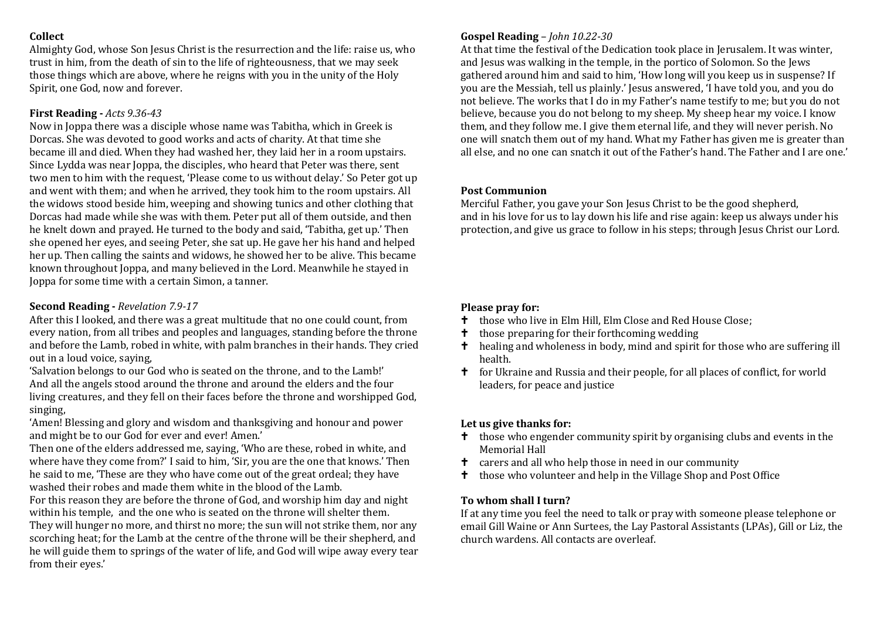**Collect**

Almighty God, whose Son Jesus Christ is the resurrection and the life: raise us, who trust in him, from the death of sin to the life of righteousness, that we may seek those things which are above, where he reigns with you in the unity of the Holy Spirit, one God, now and forever.

**First Reading -** *Acts 9.36-43*

Now in Joppa there was a disciple whose name was Tabitha, which in Greek is Dorcas. She was devoted to good works and acts of charity. At that time she became ill and died. When they had washed her, they laid her in a room upstairs. Since Lydda was near Joppa, the disciples, who heard that Peter was there, sent two men to him with the request, 'Please come to us without delay.' So Peter got up and went with them; and when he arrived, they took him to the room upstairs. All the widows stood beside him, weeping and showing tunics and other clothing that Dorcas had made while she was with them. Peter put all of them outside, and then he knelt down and prayed. He turned to the body and said, 'Tabitha, get up.' Then she opened her eyes, and seeing Peter, she sat up. He gave her his hand and helped her up. Then calling the saints and widows, he showed her to be alive. This became known throughout Joppa, and many believed in the Lord. Meanwhile he stayed in Joppa for some time with a certain Simon, a tanner.

**Second Reading -** *Revelation 7.9-17*

After this I looked, and there was a great multitude that no one could count, from every nation, from all tribes and peoples and languages, standing before the throne and before the Lamb, robed in white, with palm branches in their hands. They cried out in a loud voice, saying,

'Salvation belongs to our God who is seated on the throne, and to the Lamb!'

And all the angels stood around the throne and around the elders and the four living creatures, and they fell on their faces before the throne and worshipped God, singing,

'Amen! Blessing and glory and wisdom and thanksgiving and honour and power and might be to our God for ever and ever! Amen.'

Then one of the elders addressed me, saying, 'Who are these, robed in white, and where have they come from?' I said to him, 'Sir, you are the one that knows.' Then he said to me, 'These are they who have come out of the great ordeal; they have washed their robes and made them white in the blood of the Lamb.

For this reason they are before the throne of God, and worship him day and night within his temple, and the one who is seated on the throne will shelter them.

They will hunger no more, and thirst no more; the sun will not strike them, nor any scorching heat; for the Lamb at the centre of the throne will be their shepherd, and he will guide them to springs of the water of life, and God will wipe away every tear from their eyes.'

**Gospel Reading** – *John 10.22-30*

At that time the festival of the Dedication took place in Jerusalem. It was winter, and Jesus was walking in the temple, in the portico of Solomon. So the Jews gathered around him and said to him, 'How long will you keep us in suspense? If you are the Messiah, tell us plainly.' Jesus answered, 'I have told you, and you do not believe. The works that I do in my Father's name testify to me; but you do not believe, because you do not belong to my sheep. My sheep hear my voice. I know them, and they follow me. I give them eternal life, and they will never perish. No one will snatch them out of my hand. What my Father has given me is greater than all else, and no one can snatch it out of the Father's hand. The Father and I are one.'

**Post Communion**

Merciful Father, you gave your Son Jesus Christ to be the good shepherd, and in his love for us to lay down his life and rise again: keep us always under his protection, and give us grace to follow in his steps; through Jesus Christ our Lord.

**Please pray for:**

- ✝ those who live in Elm Hill, Elm Close and Red House Close;
- ✝ those preparing for their forthcoming wedding
- ✝ healing and wholeness in body, mind and spirit for those who are suffering ill health.
- ✝ for Ukraine and Russia and their people, for all places of conflict, for world leaders, for peace and justice

**Let us give thanks for:**

- ✝ those who engender community spirit by organising clubs and events in the Memorial Hall
- ✝ carers and all who help those in need in our community
- ✝ those who volunteer and help in the Village Shop and Post Office

**To whom shall I turn?**

If at any time you feel the need to talk or pray with someone please telephone or email Gill Waine or Ann Surtees, the Lay Pastoral Assistants (LPAs), Gill or Liz, the church wardens. All contacts are overleaf.